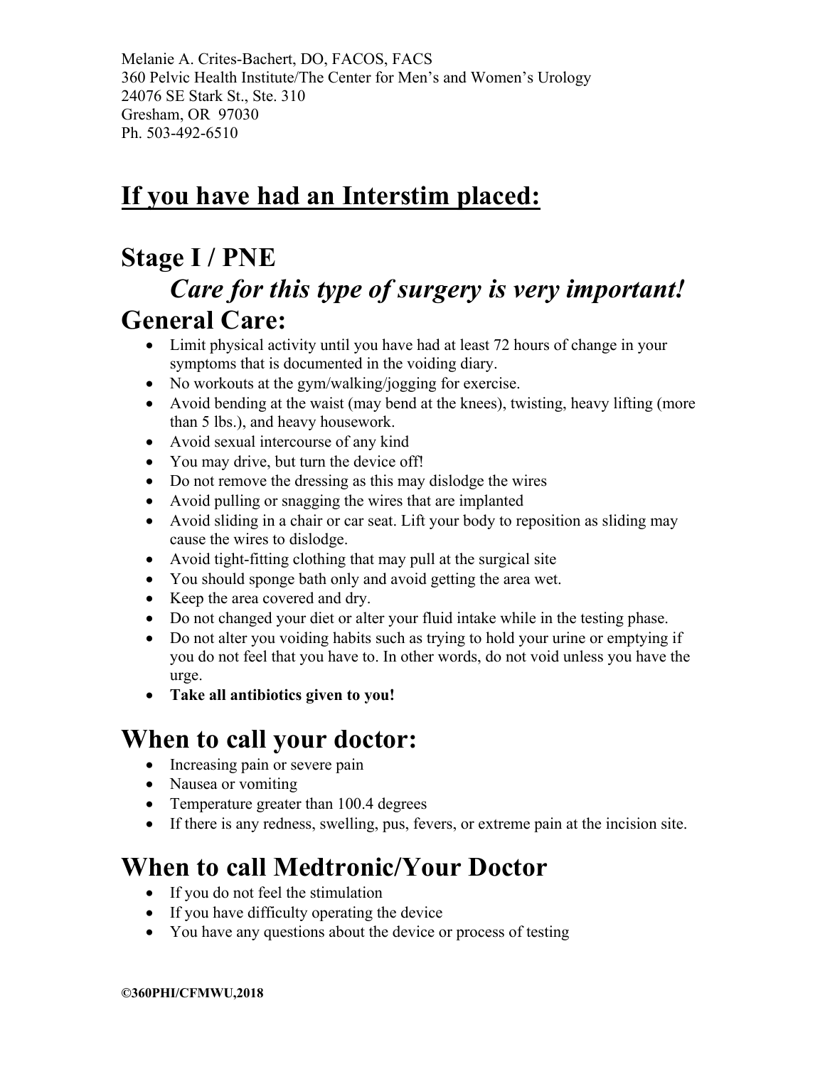Melanie A. Crites-Bachert, DO, FACOS, FACS
360 Pelvic Health Institute/The Center for Men's and Women's Urology
24076 SE Stark St., Ste. 310
Gresham, OR 97030
Ph. 503-492-6510

# If you have had an Interstim placed:

## Stage I / PNE

### *Care for this type of surgery is very important!*

## General Care:

- Limit physical activity until you have had at least 72 hours of change in your symptoms that is documented in the voiding diary.
- No workouts at the gym/walking/jogging for exercise.
- Avoid bending at the waist (may bend at the knees), twisting, heavy lifting (more than 5 lbs.), and heavy housework.
- Avoid sexual intercourse of any kind
- You may drive, but turn the device off!
- Do not remove the dressing as this may dislodge the wires
- Avoid pulling or snagging the wires that are implanted
- Avoid sliding in a chair or car seat. Lift your body to reposition as sliding may cause the wires to dislodge.
- Avoid tight-fitting clothing that may pull at the surgical site
- You should sponge bath only and avoid getting the area wet.
- Keep the area covered and dry.
- Do not changed your diet or alter your fluid intake while in the testing phase.
- Do not alter you voiding habits such as trying to hold your urine or emptying if you do not feel that you have to. In other words, do not void unless you have the urge.
- **Take all antibiotics given to you!**

## When to call your doctor:

- Increasing pain or severe pain
- Nausea or vomiting
- Temperature greater than 100.4 degrees
- If there is any redness, swelling, pus, fevers, or extreme pain at the incision site.

## When to call Medtronic/Your Doctor

- If you do not feel the stimulation
- If you have difficulty operating the device
- You have any questions about the device or process of testing

**©360PHI/CFMWU,2018**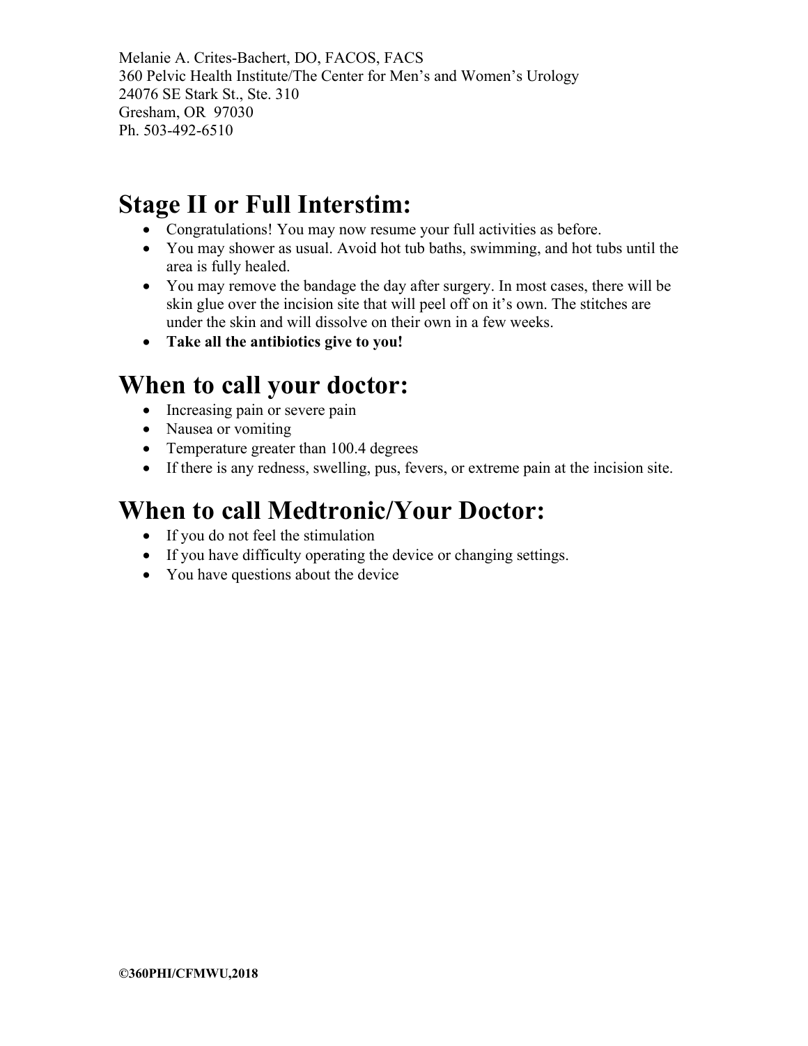Melanie A. Crites-Bachert, DO, FACOS, FACS
360 Pelvic Health Institute/The Center for Men's and Women's Urology
24076 SE Stark St., Ste. 310
Gresham, OR 97030
Ph. 503-492-6510

# Stage II or Full Interstim:

- Congratulations! You may now resume your full activities as before.
- You may shower as usual. Avoid hot tub baths, swimming, and hot tubs until the area is fully healed.
- You may remove the bandage the day after surgery. In most cases, there will be skin glue over the incision site that will peel off on it's own. The stitches are under the skin and will dissolve on their own in a few weeks.
- **Take all the antibiotics give to you!**

# When to call your doctor:

- Increasing pain or severe pain
- Nausea or vomiting
- Temperature greater than 100.4 degrees
- If there is any redness, swelling, pus, fevers, or extreme pain at the incision site.

# When to call Medtronic/Your Doctor:

- If you do not feel the stimulation
- If you have difficulty operating the device or changing settings.
- You have questions about the device

**©360PHI/CFMWU,2018**